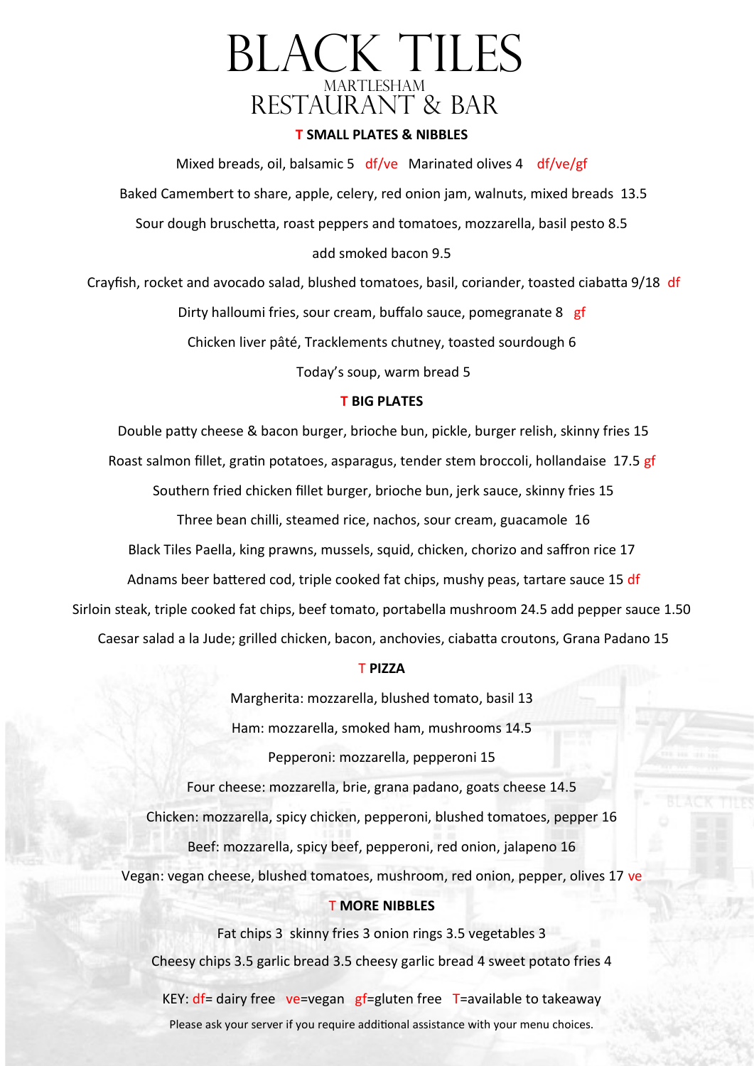# BLACK TILES

MARTLESHAM

RESTAURANT & BAR

## T SMALL PLATES & NIBBLES

Mixed breads, oil, balsamic 5 df/ve Marinated olives 4 df/ve/gf

Baked Camembert to share, apple, celery, red onion jam, walnuts, mixed breads 13.5

Sour dough bruschetta, roast peppers and tomatoes, mozzarella, basil pesto 8.5

add smoked bacon 9.5

Crayfish, rocket and avocado salad, blushed tomatoes, basil, coriander, toasted ciabatta 9/18 df

Dirty halloumi fries, sour cream, buffalo sauce, pomegranate 8 gf

Chicken liver pâté, Tracklements chutney, toasted sourdough 6

Today's soup, warm bread 5

## T BIG PLATES

Double patty cheese & bacon burger, brioche bun, pickle, burger relish, skinny fries 15

Roast salmon fillet, gratin potatoes, asparagus, tender stem broccoli, hollandaise 17.5 gf

Southern fried chicken fillet burger, brioche bun, jerk sauce, skinny fries 15

Three bean chilli, steamed rice, nachos, sour cream, guacamole 16

Black Tiles Paella, king prawns, mussels, squid, chicken, chorizo and saffron rice 17

Adnams beer battered cod, triple cooked fat chips, mushy peas, tartare sauce 15 df

Sirloin steak, triple cooked fat chips, beef tomato, portabella mushroom 24.5 add pepper sauce 1.50

Caesar salad a la Jude; grilled chicken, bacon, anchovies, ciabatta croutons, Grana Padano 15

## T PIZZA

Margherita: mozzarella, blushed tomato, basil 13

Ham: mozzarella, smoked ham, mushrooms 14.5

Pepperoni: mozzarella, pepperoni 15

Four cheese: mozzarella, brie, grana padano, goats cheese 14.5

Chicken: mozzarella, spicy chicken, pepperoni, blushed tomatoes, pepper 16

Beef: mozzarella, spicy beef, pepperoni, red onion, jalapeno 16

Vegan: vegan cheese, blushed tomatoes, mushroom, red onion, pepper, olives 17 ve

## T MORE NIBBLES

Fat chips 3 skinny fries 3 onion rings 3.5 vegetables 3

Cheesy chips 3.5 garlic bread 3.5 cheesy garlic bread 4 sweet potato fries 4

KEY: df= dairy free ve=vegan gf=gluten free T=available to takeaway

Please ask your server if you require additional assistance with your menu choices.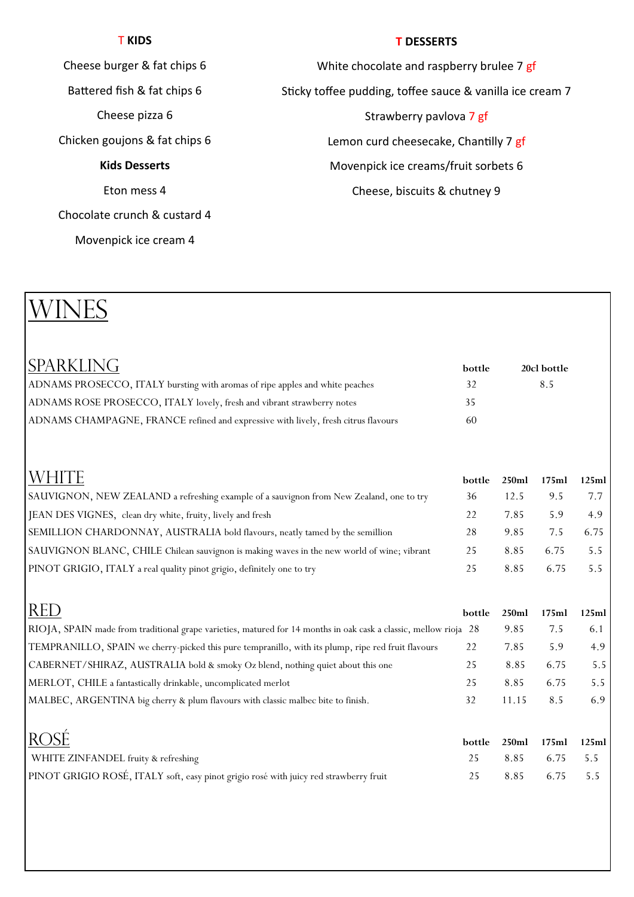## T KIDS

Cheese burger & fat chips 6

Battered fish & fat chips 6

Cheese pizza 6

Chicken goujons & fat chips 6

**Kids Desserts**

Eton mess 4

Chocolate crunch & custard 4

Movenpick ice cream 4

## T DESSERTS

White chocolate and raspberry brulee 7 gf

Sticky toffee pudding, toffee sauce & vanilla ice cream 7

Strawberry pavlova 7 gf

Lemon curd cheesecake, Chantilly 7 gf

Movenpick ice creams/fruit sorbets 6

Cheese, biscuits & chutney 9

# WINES

## SPARKLING

| | bottle | 20cl bottle |
|---|---|---|
| ADNAMS PROSECCO, ITALY bursting with aromas of ripe apples and white peaches | 32 | 8.5 |
| ADNAMS ROSE PROSECCO, ITALY lovely, fresh and vibrant strawberry notes | 35 | |
| ADNAMS CHAMPAGNE, FRANCE refined and expressive with lively, fresh citrus flavours | 60 | |

## WHITE

| | bottle | 250ml | 175ml | 125ml |
|---|---|---|---|---|
| SAUVIGNON, NEW ZEALAND a refreshing example of a sauvignon from New Zealand, one to try | 36 | 12.5 | 9.5 | 7.7 |
| JEAN DES VIGNES, clean dry white, fruity, lively and fresh | 22 | 7.85 | 5.9 | 4.9 |
| SEMILLION CHARDONNAY, AUSTRALIA bold flavours, neatly tamed by the semillion | 28 | 9.85 | 7.5 | 6.75 |
| SAUVIGNON BLANC, CHILE Chilean sauvignon is making waves in the new world of wine; vibrant | 25 | 8.85 | 6.75 | 5.5 |
| PINOT GRIGIO, ITALY a real quality pinot grigio, definitely one to try | 25 | 8.85 | 6.75 | 5.5 |

## RED

| | bottle | 250ml | 175ml | 125ml |
|---|---|---|---|---|
| RIOJA, SPAIN made from traditional grape varieties, matured for 14 months in oak cask a classic, mellow rioja | 28 | 9.85 | 7.5 | 6.1 |
| TEMPRANILLO, SPAIN we cherry-picked this pure tempranillo, with its plump, ripe red fruit flavours | 22 | 7.85 | 5.9 | 4.9 |
| CABERNET/SHIRAZ, AUSTRALIA bold & smoky Oz blend, nothing quiet about this one | 25 | 8.85 | 6.75 | 5.5 |
| MERLOT, CHILE a fantastically drinkable, uncomplicated merlot | 25 | 8.85 | 6.75 | 5.5 |
| MALBEC, ARGENTINA big cherry & plum flavours with classic malbec bite to finish. | 32 | 11.15 | 8.5 | 6.9 |

## ROSÉ

| | bottle | 250ml | 175ml | 125ml |
|---|---|---|---|---|
| WHITE ZINFANDEL fruity & refreshing | 25 | 8.85 | 6.75 | 5.5 |
| PINOT GRIGIO ROSÉ, ITALY soft, easy pinot grigio rosé with juicy red strawberry fruit | 25 | 8.85 | 6.75 | 5.5 |